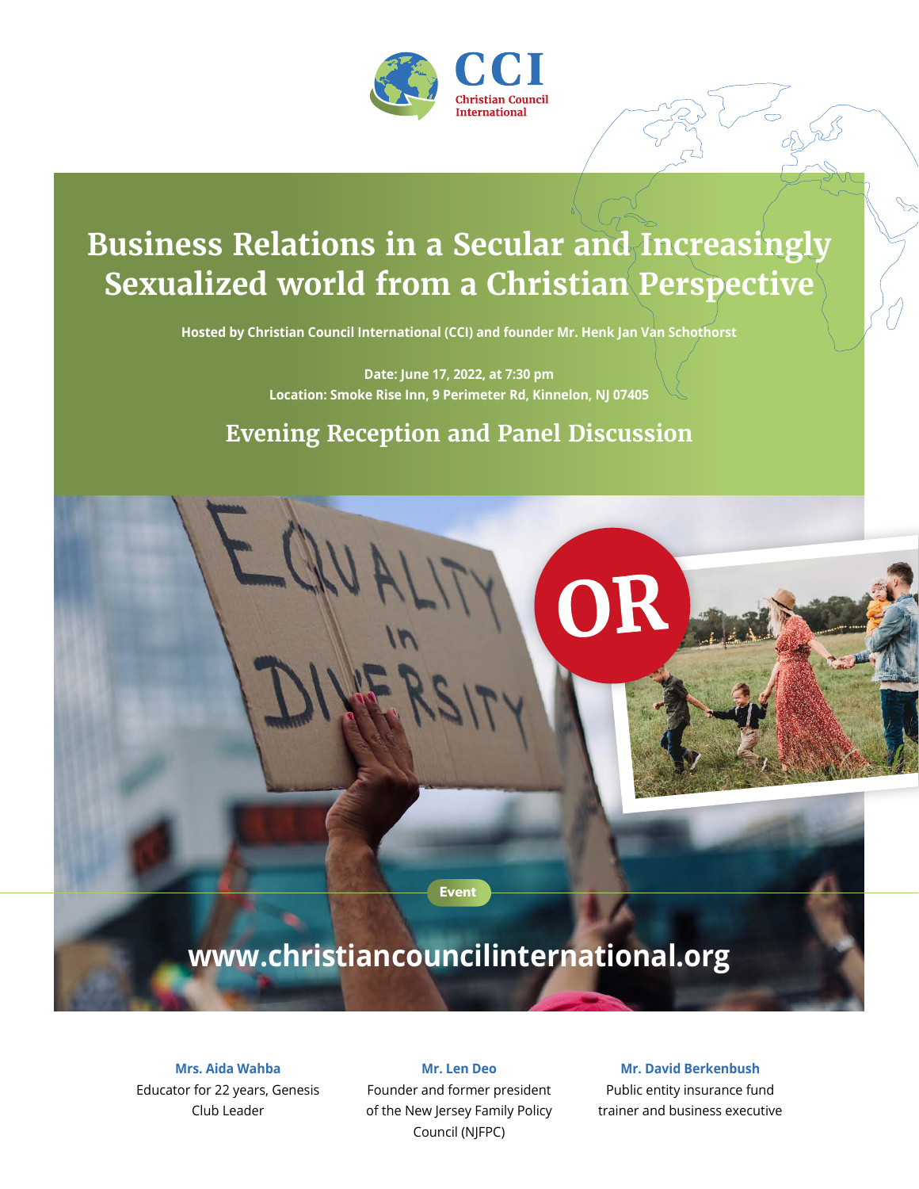CCI
Christian Council International

# Business Relations in a Secular and Increasingly Sexualized world from a Christian Perspective

**Hosted by Christian Council International (CCI) and founder Mr. Henk Jan Van Schothorst**

**Date: June 17, 2022, at 7:30 pm**
**Location: Smoke Rise Inn, 9 Perimeter Rd, Kinnelon, NJ 07405**

## Evening Reception and Panel Discussion

EQUALITY in DIVERSITY

OR

Event

**www.christiancouncilinternational.org**

**Mrs. Aida Wahba**
Educator for 22 years, Genesis Club Leader

**Mr. Len Deo**
Founder and former president of the New Jersey Family Policy Council (NJFPC)

**Mr. David Berkenbush**
Public entity insurance fund trainer and business executive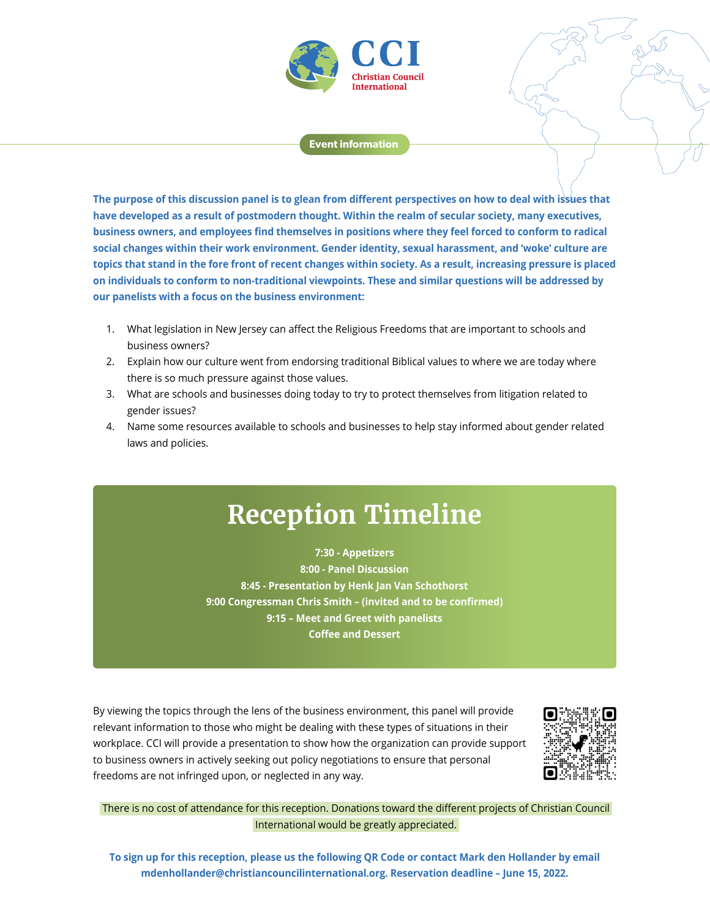**CCI**
**Christian Council International**

**Event information**

**The purpose of this discussion panel is to glean from different perspectives on how to deal with issues that have developed as a result of postmodern thought. Within the realm of secular society, many executives, business owners, and employees find themselves in positions where they feel forced to conform to radical social changes within their work environment. Gender identity, sexual harassment, and 'woke' culture are topics that stand in the fore front of recent changes within society. As a result, increasing pressure is placed on individuals to conform to non-traditional viewpoints. These and similar questions will be addressed by our panelists with a focus on the business environment:**

1. What legislation in New Jersey can affect the Religious Freedoms that are important to schools and business owners?
2. Explain how our culture went from endorsing traditional Biblical values to where we are today where there is so much pressure against those values.
3. What are schools and businesses doing today to try to protect themselves from litigation related to gender issues?
4. Name some resources available to schools and businesses to help stay informed about gender related laws and policies.

# Reception Timeline

**7:30 - Appetizers**
**8:00 - Panel Discussion**
**8:45 - Presentation by Henk Jan Van Schothorst**
**9:00 Congressman Chris Smith – (invited and to be confirmed)**
**9:15 – Meet and Greet with panelists**
**Coffee and Dessert**

By viewing the topics through the lens of the business environment, this panel will provide relevant information to those who might be dealing with these types of situations in their workplace. CCI will provide a presentation to show how the organization can provide support to business owners in actively seeking out policy negotiations to ensure that personal freedoms are not infringed upon, or neglected in any way.

There is no cost of attendance for this reception. Donations toward the different projects of Christian Council International would be greatly appreciated.

**To sign up for this reception, please us the following QR Code or contact Mark den Hollander by email mdenhollander@christiancouncilinternational.org. Reservation deadline – June 15, 2022.**